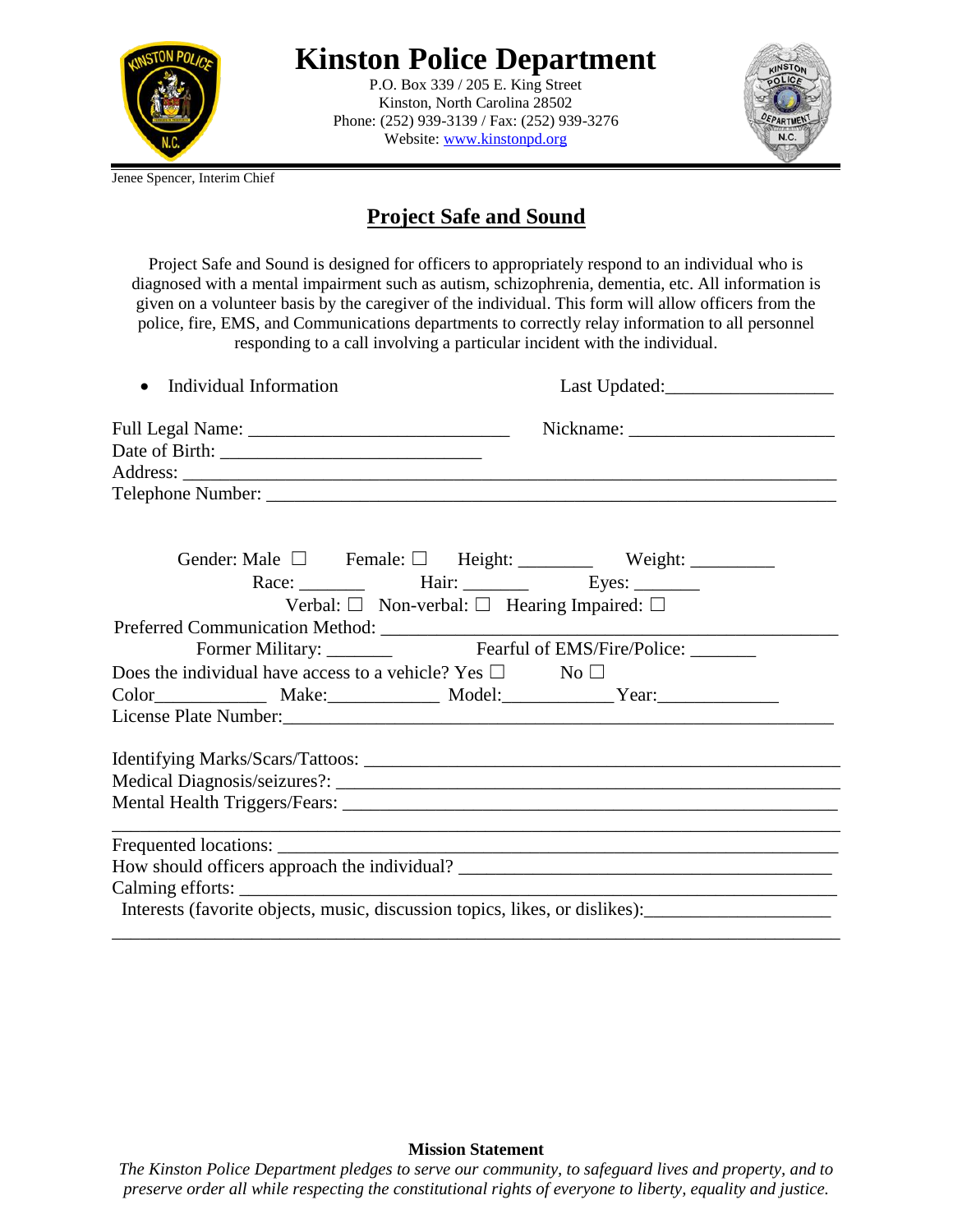# Kinston Police Department

P.O. Box 339 / 205 E. King Street
Kinston, North Carolina 28502
Phone: (252) 939-3139 / Fax: (252) 939-3276
Website: www.kinstonpd.org

Jenee Spencer, Interim Chief

## Project Safe and Sound

Project Safe and Sound is designed for officers to appropriately respond to an individual who is diagnosed with a mental impairment such as autism, schizophrenia, dementia, etc. All information is given on a volunteer basis by the caregiver of the individual. This form will allow officers from the police, fire, EMS, and Communications departments to correctly relay information to all personnel responding to a call involving a particular incident with the individual.

- Individual Information

Last Updated:__________________

Full Legal Name: ___________________________ Nickname: ______________________
Date of Birth: ___________________________
Address: ______________________________________________________________________
Telephone Number: _____________________________________________________________

Gender: Male ☐ Female: ☐ Height: ________ Weight: _________
Race: _______ Hair: _______ Eyes: _______
Verbal: ☐ Non-verbal: ☐ Hearing Impaired: ☐
Preferred Communication Method: _______________________________________________
Former Military: _______ Fearful of EMS/Fire/Police: _______
Does the individual have access to a vehicle? Yes ☐ No ☐
Color____________ Make:____________ Model:____________ Year:_____________
License Plate Number:___________________________________________________________

Identifying Marks/Scars/Tattoos: _________________________________________________
Medical Diagnosis/seizures?: ____________________________________________________
Mental Health Triggers/Fears: ___________________________________________________
______________________________________________________________________________
Frequented locations: __________________________________________________________
How should officers approach the individual? ________________________________________
Calming efforts: ______________________________________________________________
Interests (favorite objects, music, discussion topics, likes, or dislikes):___________________
______________________________________________________________________________

**Mission Statement**

*The Kinston Police Department pledges to serve our community, to safeguard lives and property, and to preserve order all while respecting the constitutional rights of everyone to liberty, equality and justice.*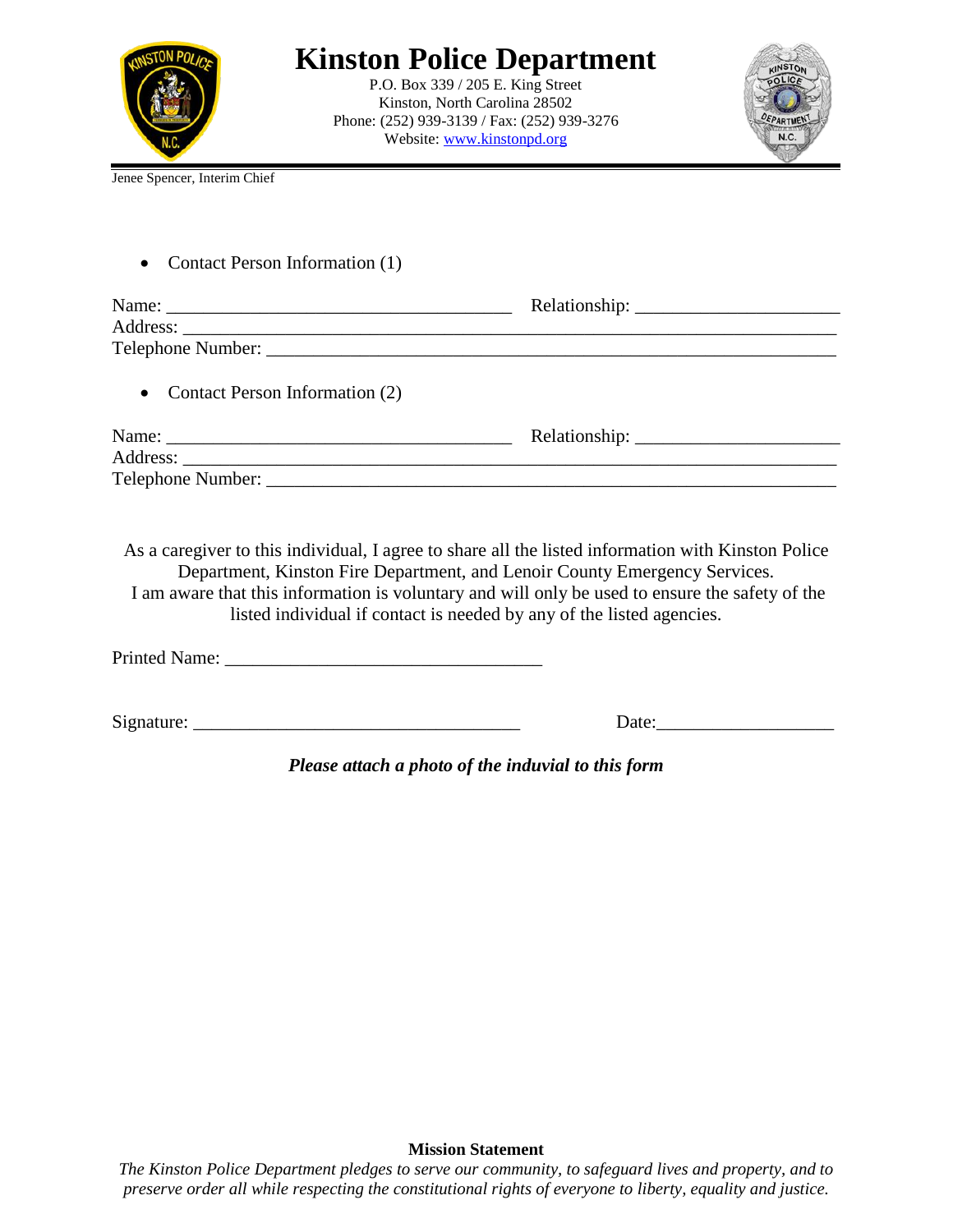# Kinston Police Department

P.O. Box 339 / 205 E. King Street
Kinston, North Carolina 28502
Phone: (252) 939-3139 / Fax: (252) 939-3276
Website: www.kinstonpd.org

Jenee Spencer, Interim Chief

- Contact Person Information (1)

Name: _____________________________________ Relationship: _____________________
Address: _________________________________________________________________
Telephone Number: __________________________________________________________

- Contact Person Information (2)

Name: _____________________________________ Relationship: _____________________
Address: _________________________________________________________________
Telephone Number: __________________________________________________________

As a caregiver to this individual, I agree to share all the listed information with Kinston Police Department, Kinston Fire Department, and Lenoir County Emergency Services.
I am aware that this information is voluntary and will only be used to ensure the safety of the listed individual if contact is needed by any of the listed agencies.

Printed Name: __________________________________

Signature: __________________________________ Date:__________________

***Please attach a photo of the induvial to this form***

**Mission Statement**

*The Kinston Police Department pledges to serve our community, to safeguard lives and property, and to preserve order all while respecting the constitutional rights of everyone to liberty, equality and justice.*